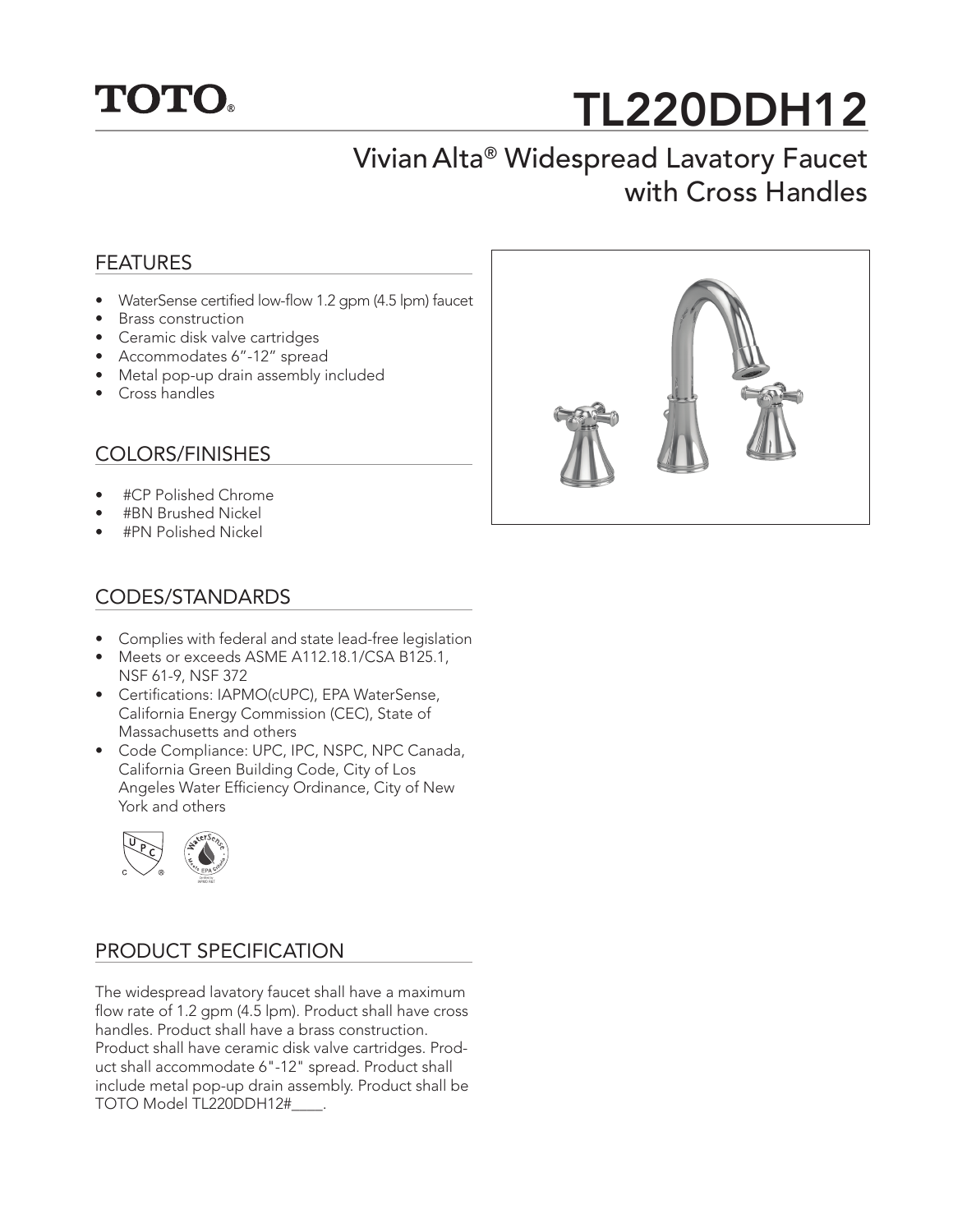TOTO®

# TL220DDH12

## Vivian Alta® Widespread Lavatory Faucet with Cross Handles

### FEATURES

- WaterSense certified low-flow 1.2 gpm (4.5 lpm) faucet
- Brass construction
- Ceramic disk valve cartridges
- Accommodates 6"-12" spread
- Metal pop-up drain assembly included
- Cross handles

### COLORS/FINISHES

- #CP Polished Chrome
- #BN Brushed Nickel
- #PN Polished Nickel

### CODES/STANDARDS

- Complies with federal and state lead-free legislation
- Meets or exceeds ASME A112.18.1/CSA B125.1, NSF 61-9, NSF 372
- Certifications: IAPMO(cUPC), EPA WaterSense, California Energy Commission (CEC), State of Massachusetts and others
- Code Compliance: UPC, IPC, NSPC, NPC Canada, California Green Building Code, City of Los Angeles Water Efficiency Ordinance, City of New York and others

### PRODUCT SPECIFICATION

The widespread lavatory faucet shall have a maximum flow rate of 1.2 gpm (4.5 lpm). Product shall have cross handles. Product shall have a brass construction. Product shall have ceramic disk valve cartridges. Product shall accommodate 6"-12" spread. Product shall include metal pop-up drain assembly. Product shall be TOTO Model TL220DDH12#____.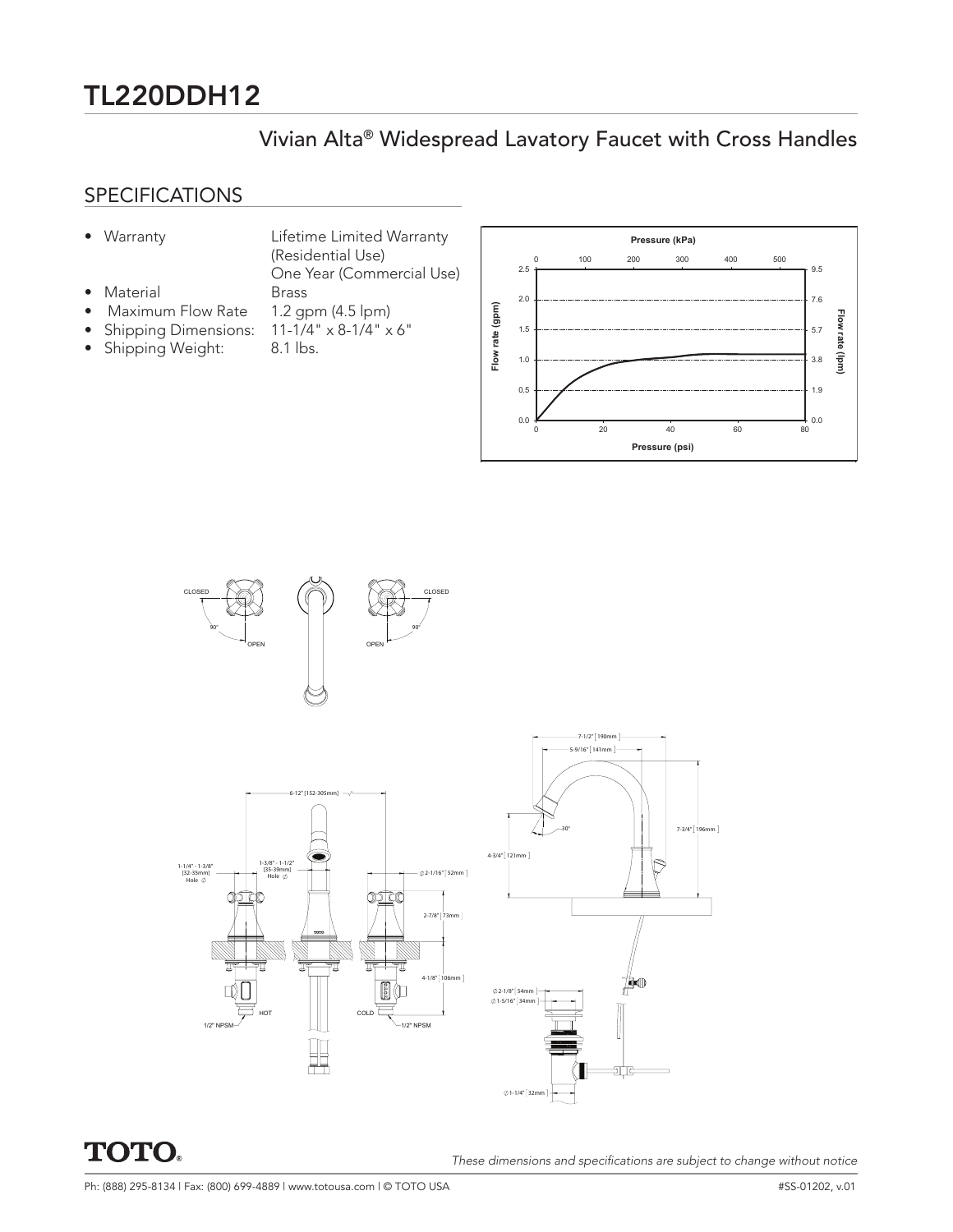# TL220DDH12

## Vivian Alta® Widespread Lavatory Faucet with Cross Handles

## SPECIFICATIONS

- Warranty: Lifetime Limited Warranty (Residential Use) One Year (Commercial Use)
- Material: Brass
- Maximum Flow Rate: 1.2 gpm (4.5 lpm)
- Shipping Dimensions: 11-1/4" x 8-1/4" x 6"
- Shipping Weight: 8.1 lbs.

Pressure (kPa)
0 100 200 300 400 500
Flow rate (gpm)
2.5 2.0 1.5 1.0 0.5 0.0
Flow rate (lpm)
9.5 7.6 5.7 3.8 1.9 0.0
0 20 40 60 80
Pressure (psi)

CLOSED
90°
OPEN
CLOSED
90°
OPEN

6-12" [152-305mm]
1-1/4" - 1-3/8" [32-35mm] Hole ∅
1-3/8" - 1-1/2" [35-39mm] Hole ∅
∅ 2-1/16" [ 52mm ]
2-7/8" [ 73mm ]
4-1/8" [ 106mm ]
HOT
COLD
1/2" NPSM
1/2" NPSM

7-1/2" [ 190mm ]
5-9/16" [ 141mm ]
30°
7-3/4" [ 196mm ]
4-3/4" [ 121mm ]
∅ 2-1/8" [ 54mm ]
∅ 1-5/16" [ 34mm ]
∅ 1-1/4" [ 32mm ]

*These dimensions and specifications are subject to change without notice*

Ph: (888) 295-8134 | Fax: (800) 699-4889 | www.totousa.com | © TOTO USA

#SS-01202, v.01